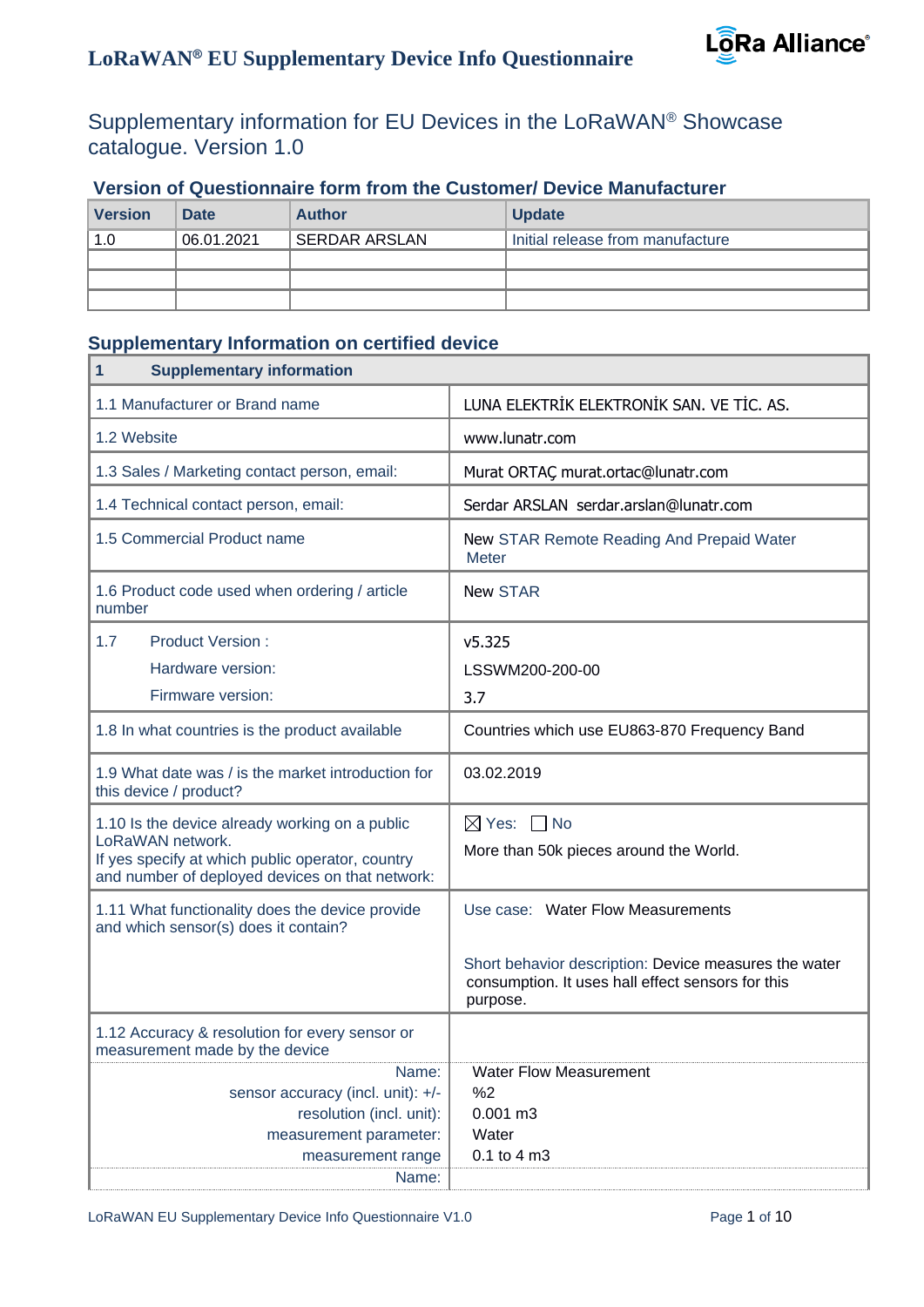# LoRaWAN® EU Supplementary Device Info Questionnaire

Supplementary information for EU Devices in the LoRaWAN® Showcase catalogue. Version 1.0

## Version of Questionnaire form from the Customer/ Device Manufacturer

| Version | Date | Author | Update |
|---|---|---|---|
| 1.0 | 06.01.2021 | SERDAR ARSLAN | Initial release from manufacture |
| | | | |
| | | | |
| | | | |

## Supplementary Information on certified device

| 1 Supplementary information | |
|---|---|
| 1.1 Manufacturer or Brand name | LUNA ELEKTRİK ELEKTRONİK SAN. VE TİC. AS. |
| 1.2 Website | www.lunatr.com |
| 1.3 Sales / Marketing contact person, email: | Murat ORTAÇ murat.ortac@lunatr.com |
| 1.4 Technical contact person, email: | Serdar ARSLAN serdar.arslan@lunatr.com |
| 1.5 Commercial Product name | New STAR Remote Reading And Prepaid Water Meter |
| 1.6 Product code used when ordering / article number | New STAR |
| 1.7 Product Version :<br>Hardware version:<br>Firmware version: | v5.325<br>LSSWM200-200-00<br>3.7 |
| 1.8 In what countries is the product available | Countries which use EU863-870 Frequency Band |
| 1.9 What date was / is the market introduction for this device / product? | 03.02.2019 |
| 1.10 Is the device already working on a public LoRaWAN network.<br>If yes specify at which public operator, country and number of deployed devices on that network: | ☒ Yes: ☐ No<br>More than 50k pieces around the World. |
| 1.11 What functionality does the device provide and which sensor(s) does it contain? | Use case: Water Flow Measurements<br><br>Short behavior description: Device measures the water consumption. It uses hall effect sensors for this purpose. |
| 1.12 Accuracy & resolution for every sensor or measurement made by the device | |
| Name: | Water Flow Measurement |
| sensor accuracy (incl. unit): +/- | %2 |
| resolution (incl. unit): | 0.001 m3 |
| measurement parameter: | Water |
| measurement range | 0.1 to 4 m3 |
| Name: | |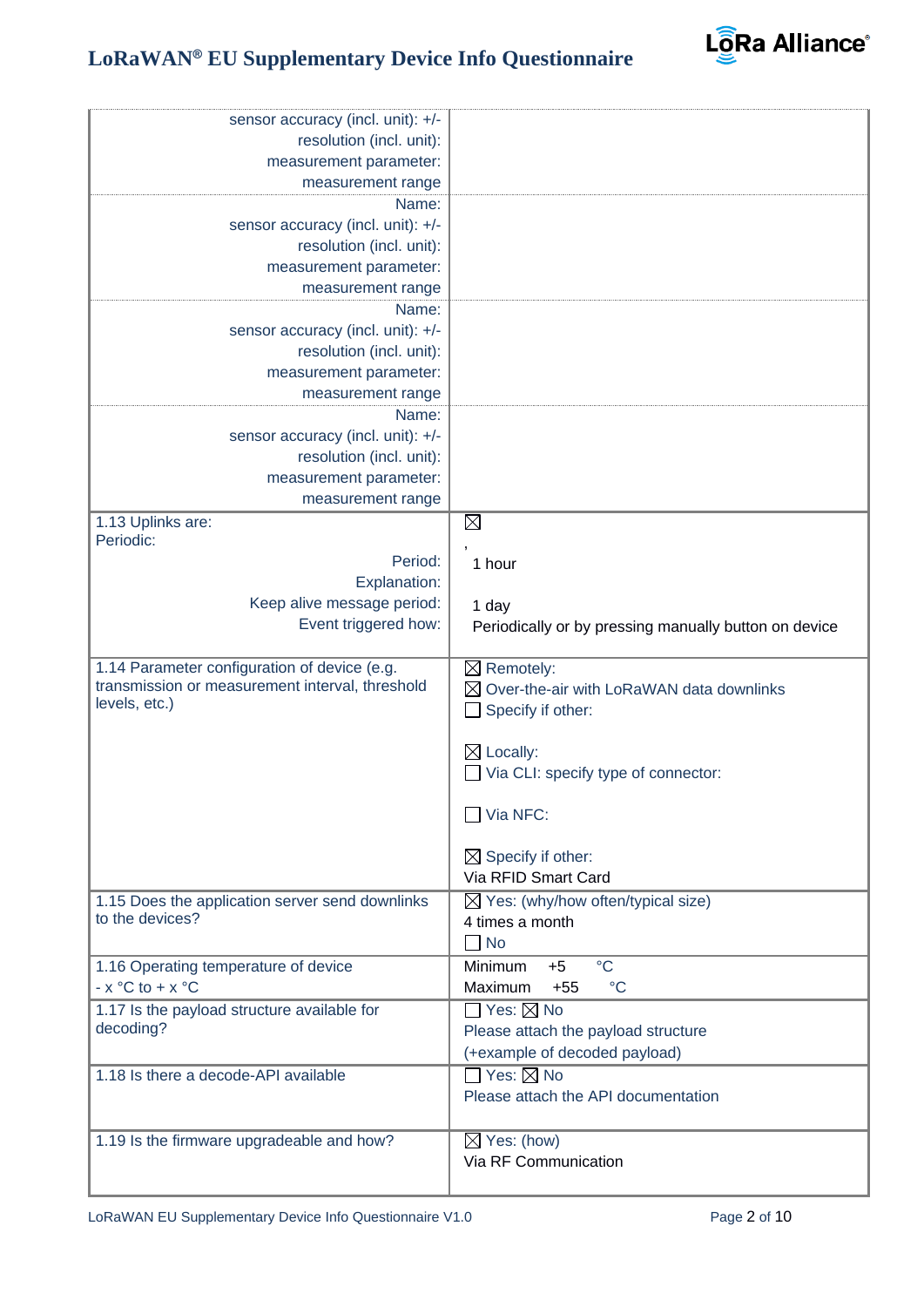| | |
|---|---|
| sensor accuracy (incl. unit): +/-<br>resolution (incl. unit):<br>measurement parameter:<br>measurement range | |
| Name:<br>sensor accuracy (incl. unit): +/-<br>resolution (incl. unit):<br>measurement parameter:<br>measurement range | |
| Name:<br>sensor accuracy (incl. unit): +/-<br>resolution (incl. unit):<br>measurement parameter:<br>measurement range | |
| Name:<br>sensor accuracy (incl. unit): +/-<br>resolution (incl. unit):<br>measurement parameter:<br>measurement range | |
| 1.13 Uplinks are:<br>Periodic:<br>Period:<br>Explanation:<br>Keep alive message period:<br>Event triggered how: | ☒<br>,<br>1 hour<br><br>1 day<br>Periodically or by pressing manually button on device |
| 1.14 Parameter configuration of device (e.g. transmission or measurement interval, threshold levels, etc.) | ☒ Remotely:<br>☒ Over-the-air with LoRaWAN data downlinks<br>☐ Specify if other:<br><br>☒ Locally:<br>☐ Via CLI: specify type of connector:<br><br>☐ Via NFC:<br><br>☒ Specify if other:<br>Via RFID Smart Card |
| 1.15 Does the application server send downlinks to the devices? | ☒ Yes: (why/how often/typical size)<br>4 times a month<br>☐ No |
| 1.16 Operating temperature of device<br>- x °C to + x °C | Minimum +5 °C<br>Maximum +55 °C |
| 1.17 Is the payload structure available for decoding? | ☐ Yes: ☒ No<br>Please attach the payload structure<br>(+example of decoded payload) |
| 1.18 Is there a decode-API available | ☐ Yes: ☒ No<br>Please attach the API documentation |
| 1.19 Is the firmware upgradeable and how? | ☒ Yes: (how)<br>Via RF Communication |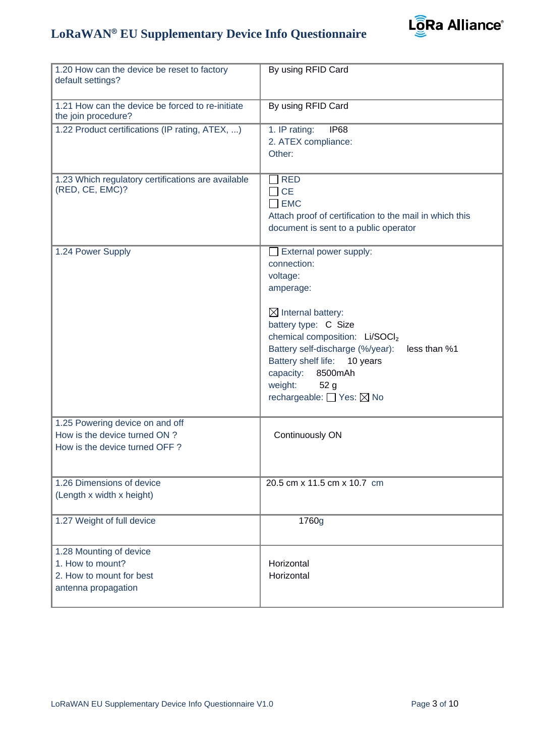| | |
|---|---|
| 1.20 How can the device be reset to factory default settings? | By using RFID Card |
| 1.21 How can the device be forced to re-initiate the join procedure? | By using RFID Card |
| 1.22 Product certifications (IP rating, ATEX, ...) | 1. IP rating: IP68<br>2. ATEX compliance:<br>Other: |
| 1.23 Which regulatory certifications are available (RED, CE, EMC)? | ☐ RED<br>☐ CE<br>☐ EMC<br>Attach proof of certification to the mail in which this document is sent to a public operator |
| 1.24 Power Supply | ☐ External power supply:<br>connection:<br>voltage:<br>amperage:<br><br>☒ Internal battery:<br>battery type: C Size<br>chemical composition: Li/$SOCl_2$<br>Battery self-discharge (%/year): less than %1<br>Battery shelf life: 10 years<br>capacity: 8500mAh<br>weight: 52 g<br>rechargeable: ☐ Yes: ☒ No |
| 1.25 Powering device on and off<br>How is the device turned ON ?<br>How is the device turned OFF ? | Continuously ON |
| 1.26 Dimensions of device<br>(Length x width x height) | 20.5 cm x 11.5 cm x 10.7 cm |
| 1.27 Weight of full device | 1760g |
| 1.28 Mounting of device<br>1. How to mount?<br>2. How to mount for best antenna propagation | Horizontal<br>Horizontal |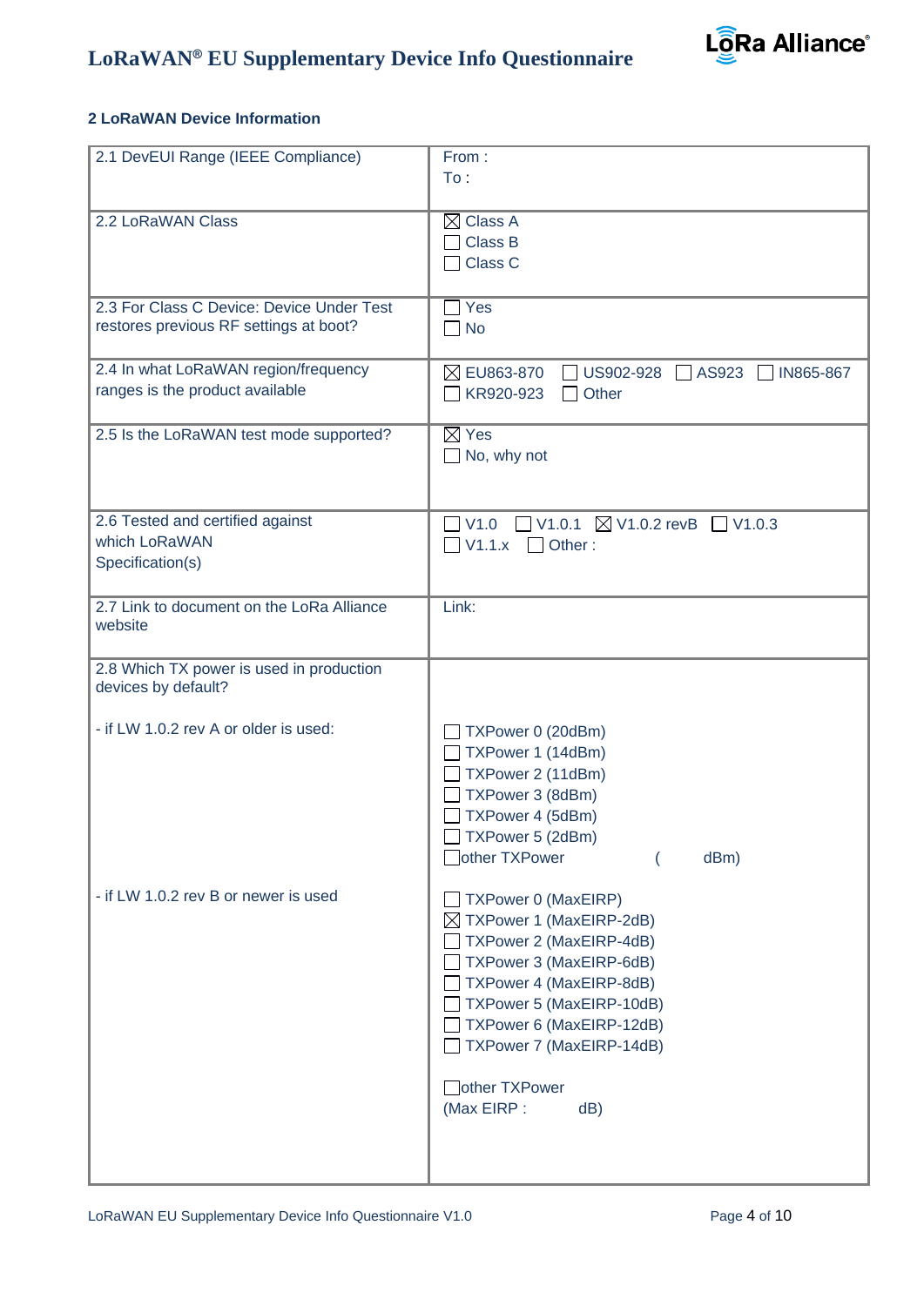## 2 LoRaWAN Device Information

| | |
|---|---|
| 2.1 DevEUI Range (IEEE Compliance) | From :<br>To : |
| 2.2 LoRaWAN Class | ☒ Class A<br>☐ Class B<br>☐ Class C |
| 2.3 For Class C Device: Device Under Test restores previous RF settings at boot? | ☐ Yes<br>☐ No |
| 2.4 In what LoRaWAN region/frequency ranges is the product available | ☒ EU863-870 ☐ US902-928 ☐ AS923 ☐ IN865-867<br>☐ KR920-923 ☐ Other |
| 2.5 Is the LoRaWAN test mode supported? | ☒ Yes<br>☐ No, why not |
| 2.6 Tested and certified against which LoRaWAN Specification(s) | ☐ V1.0 ☐ V1.0.1 ☒ V1.0.2 revB ☐ V1.0.3<br>☐ V1.1.x ☐ Other : |
| 2.7 Link to document on the LoRa Alliance website | Link: |
| 2.8 Which TX power is used in production devices by default?<br><br>- if LW 1.0.2 rev A or older is used: | ☐ TXPower 0 (20dBm)<br>☐ TXPower 1 (14dBm)<br>☐ TXPower 2 (11dBm)<br>☐ TXPower 3 (8dBm)<br>☐ TXPower 4 (5dBm)<br>☐ TXPower 5 (2dBm)<br>☐ other TXPower ( dBm) |
| - if LW 1.0.2 rev B or newer is used | ☐ TXPower 0 (MaxEIRP)<br>☒ TXPower 1 (MaxEIRP-2dB)<br>☐ TXPower 2 (MaxEIRP-4dB)<br>☐ TXPower 3 (MaxEIRP-6dB)<br>☐ TXPower 4 (MaxEIRP-8dB)<br>☐ TXPower 5 (MaxEIRP-10dB)<br>☐ TXPower 6 (MaxEIRP-12dB)<br>☐ TXPower 7 (MaxEIRP-14dB)<br><br>☐ other TXPower<br>(Max EIRP : dB) |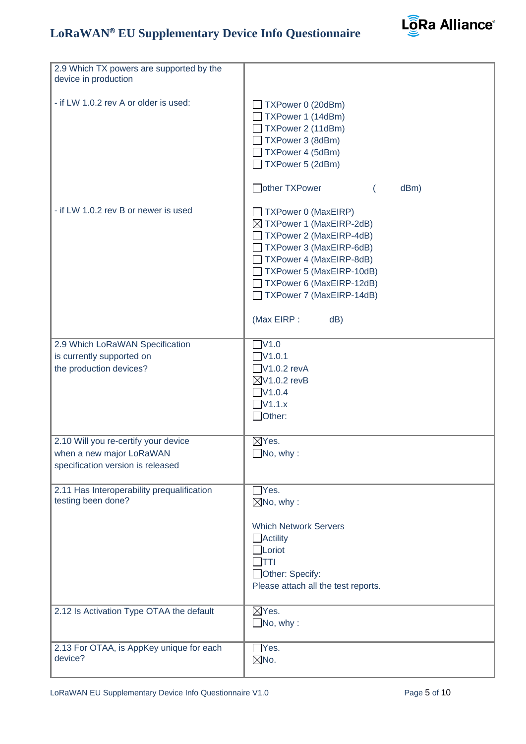| 2.9 Which TX powers are supported by the device in production | |
|---|---|
| - if LW 1.0.2 rev A or older is used: | ☐ TXPower 0 (20dBm)<br>☐ TXPower 1 (14dBm)<br>☐ TXPower 2 (11dBm)<br>☐ TXPower 3 (8dBm)<br>☐ TXPower 4 (5dBm)<br>☐ TXPower 5 (2dBm)<br><br>☐other TXPower ( dBm) |
| - if LW 1.0.2 rev B or newer is used | ☐ TXPower 0 (MaxEIRP)<br>☒ TXPower 1 (MaxEIRP-2dB)<br>☐ TXPower 2 (MaxEIRP-4dB)<br>☐ TXPower 3 (MaxEIRP-6dB)<br>☐ TXPower 4 (MaxEIRP-8dB)<br>☐ TXPower 5 (MaxEIRP-10dB)<br>☐ TXPower 6 (MaxEIRP-12dB)<br>☐ TXPower 7 (MaxEIRP-14dB)<br><br>(Max EIRP : dB) |
| 2.9 Which LoRaWAN Specification is currently supported on the production devices? | ☐V1.0<br>☐V1.0.1<br>☐V1.0.2 revA<br>☒V1.0.2 revB<br>☐V1.0.4<br>☐V1.1.x<br>☐Other: |
| 2.10 Will you re-certify your device when a new major LoRaWAN specification version is released | ☒Yes.<br>☐No, why : |
| 2.11 Has Interoperability prequalification testing been done? | ☐Yes.<br>☒No, why :<br><br>Which Network Servers<br>☐Actility<br>☐Loriot<br>☐TTI<br>☐Other: Specify:<br>Please attach all the test reports. |
| 2.12 Is Activation Type OTAA the default | ☒Yes.<br>☐No, why : |
| 2.13 For OTAA, is AppKey unique for each device? | ☐Yes.<br>☒No. |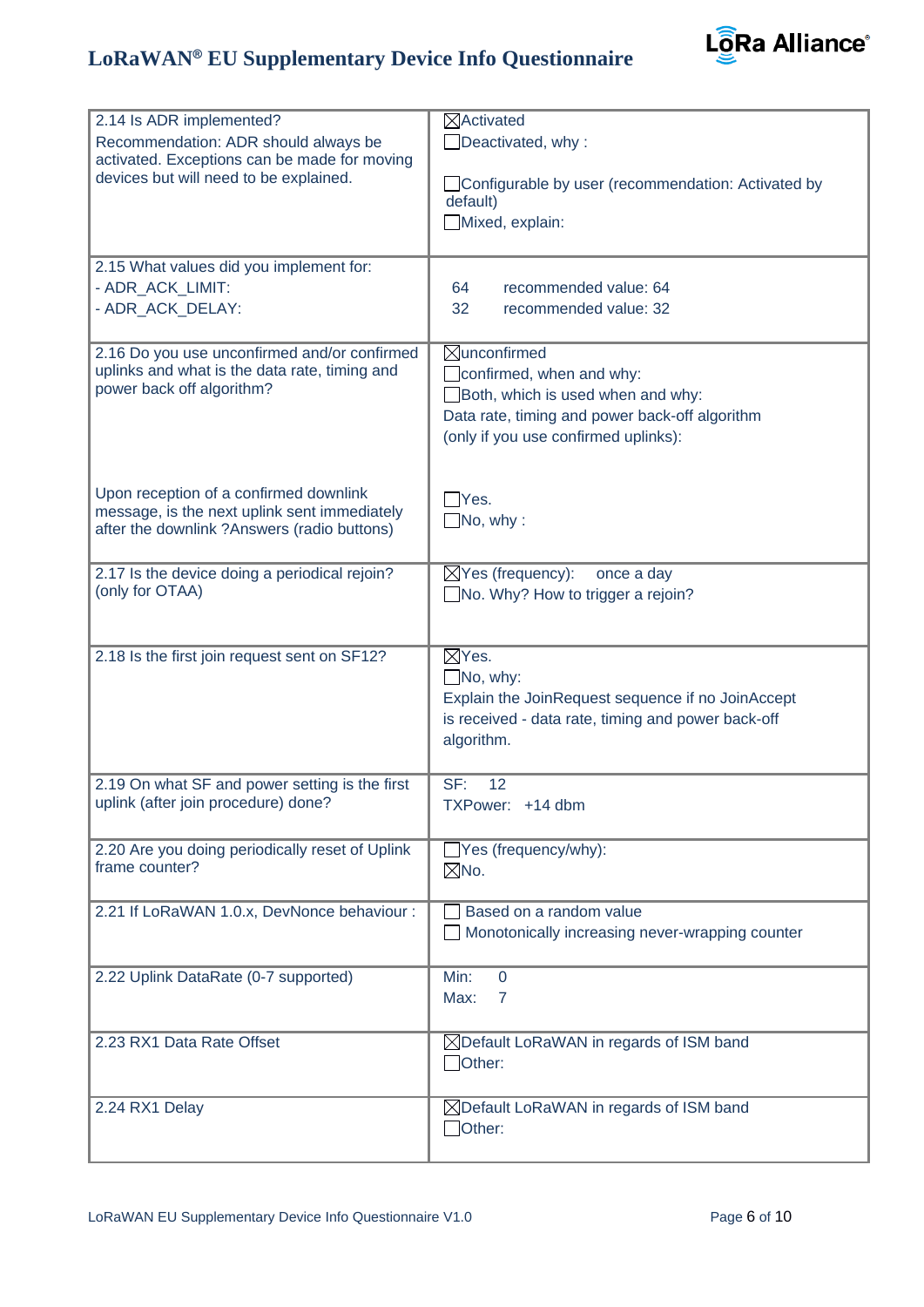| | |
|---|---|
| 2.14 Is ADR implemented?<br>Recommendation: ADR should always be activated. Exceptions can be made for moving devices but will need to be explained. | ☒Activated<br>☐Deactivated, why :<br><br>☐Configurable by user (recommendation: Activated by default)<br>☐Mixed, explain: |
| 2.15 What values did you implement for:<br>- ADR_ACK_LIMIT:<br>- ADR_ACK_DELAY: | 64 recommended value: 64<br>32 recommended value: 32 |
| 2.16 Do you use unconfirmed and/or confirmed uplinks and what is the data rate, timing and power back off algorithm?<br><br><br>Upon reception of a confirmed downlink message, is the next uplink sent immediately after the downlink ?Answers (radio buttons) | ☒unconfirmed<br>☐confirmed, when and why:<br>☐Both, which is used when and why:<br>Data rate, timing and power back-off algorithm (only if you use confirmed uplinks):<br><br><br>☐Yes.<br>☐No, why : |
| 2.17 Is the device doing a periodical rejoin? (only for OTAA) | ☒Yes (frequency): once a day<br>☐No. Why? How to trigger a rejoin? |
| 2.18 Is the first join request sent on SF12? | ☒Yes.<br>☐No, why:<br>Explain the JoinRequest sequence if no JoinAccept is received - data rate, timing and power back-off algorithm. |
| 2.19 On what SF and power setting is the first uplink (after join procedure) done? | SF: 12<br>TXPower: +14 dbm |
| 2.20 Are you doing periodically reset of Uplink frame counter? | ☐Yes (frequency/why):<br>☒No. |
| 2.21 If LoRaWAN 1.0.x, DevNonce behaviour : | ☐ Based on a random value<br>☐ Monotonically increasing never-wrapping counter |
| 2.22 Uplink DataRate (0-7 supported) | Min: 0<br>Max: 7 |
| 2.23 RX1 Data Rate Offset | ☒Default LoRaWAN in regards of ISM band<br>☐Other: |
| 2.24 RX1 Delay | ☒Default LoRaWAN in regards of ISM band<br>☐Other: |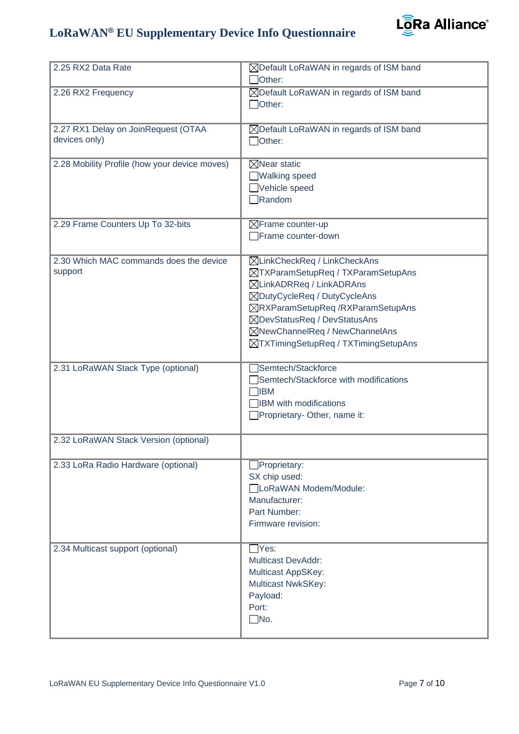| | |
|---|---|
| 2.25 RX2 Data Rate | ☒Default LoRaWAN in regards of ISM band<br>☐Other: |
| 2.26 RX2 Frequency | ☒Default LoRaWAN in regards of ISM band<br>☐Other: |
| 2.27 RX1 Delay on JoinRequest (OTAA devices only) | ☒Default LoRaWAN in regards of ISM band<br>☐Other: |
| 2.28 Mobility Profile (how your device moves) | ☒Near static<br>☐Walking speed<br>☐Vehicle speed<br>☐Random |
| 2.29 Frame Counters Up To 32-bits | ☒Frame counter-up<br>☐Frame counter-down |
| 2.30 Which MAC commands does the device support | ☒LinkCheckReq / LinkCheckAns<br>☒TXParamSetupReq / TXParamSetupAns<br>☒LinkADRReq / LinkADRAns<br>☒DutyCycleReq / DutyCycleAns<br>☒RXParamSetupReq /RXParamSetupAns<br>☒DevStatusReq / DevStatusAns<br>☒NewChannelReq / NewChannelAns<br>☒TXTimingSetupReq / TXTimingSetupAns |
| 2.31 LoRaWAN Stack Type (optional) | ☐Semtech/Stackforce<br>☐Semtech/Stackforce with modifications<br>☐IBM<br>☐IBM with modifications<br>☐Proprietary- Other, name it: |
| 2.32 LoRaWAN Stack Version (optional) | |
| 2.33 LoRa Radio Hardware (optional) | ☐Proprietary:<br>SX chip used:<br>☐LoRaWAN Modem/Module:<br>Manufacturer:<br>Part Number:<br>Firmware revision: |
| 2.34 Multicast support (optional) | ☐Yes:<br>Multicast DevAddr:<br>Multicast AppSKey:<br>Multicast NwkSKey:<br>Payload:<br>Port:<br>☐No. |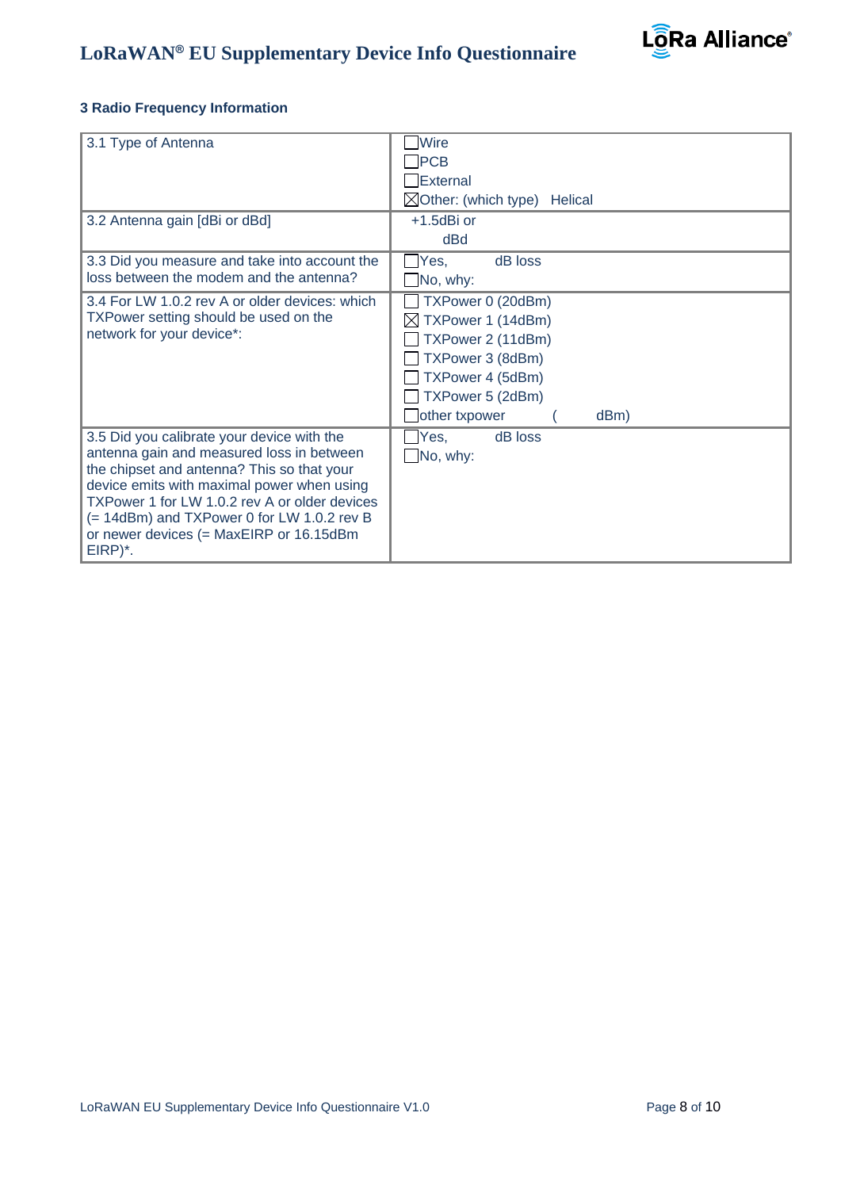## 3 Radio Frequency Information

| | |
|---|---|
| 3.1 Type of Antenna | ☐Wire<br>☐PCB<br>☐External<br>☒Other: (which type) Helical |
| 3.2 Antenna gain [dBi or dBd] | +1.5dBi or<br>dBd |
| 3.3 Did you measure and take into account the loss between the modem and the antenna? | ☐Yes, dB loss<br>☐No, why: |
| 3.4 For LW 1.0.2 rev A or older devices: which TXPower setting should be used on the network for your device*: | ☐ TXPower 0 (20dBm)<br>☒ TXPower 1 (14dBm)<br>☐ TXPower 2 (11dBm)<br>☐ TXPower 3 (8dBm)<br>☐ TXPower 4 (5dBm)<br>☐ TXPower 5 (2dBm)<br>☐other txpower ( dBm) |
| 3.5 Did you calibrate your device with the antenna gain and measured loss in between the chipset and antenna? This so that your device emits with maximal power when using TXPower 1 for LW 1.0.2 rev A or older devices (= 14dBm) and TXPower 0 for LW 1.0.2 rev B or newer devices (= MaxEIRP or 16.15dBm EIRP)*. | ☐Yes, dB loss<br>☐No, why: |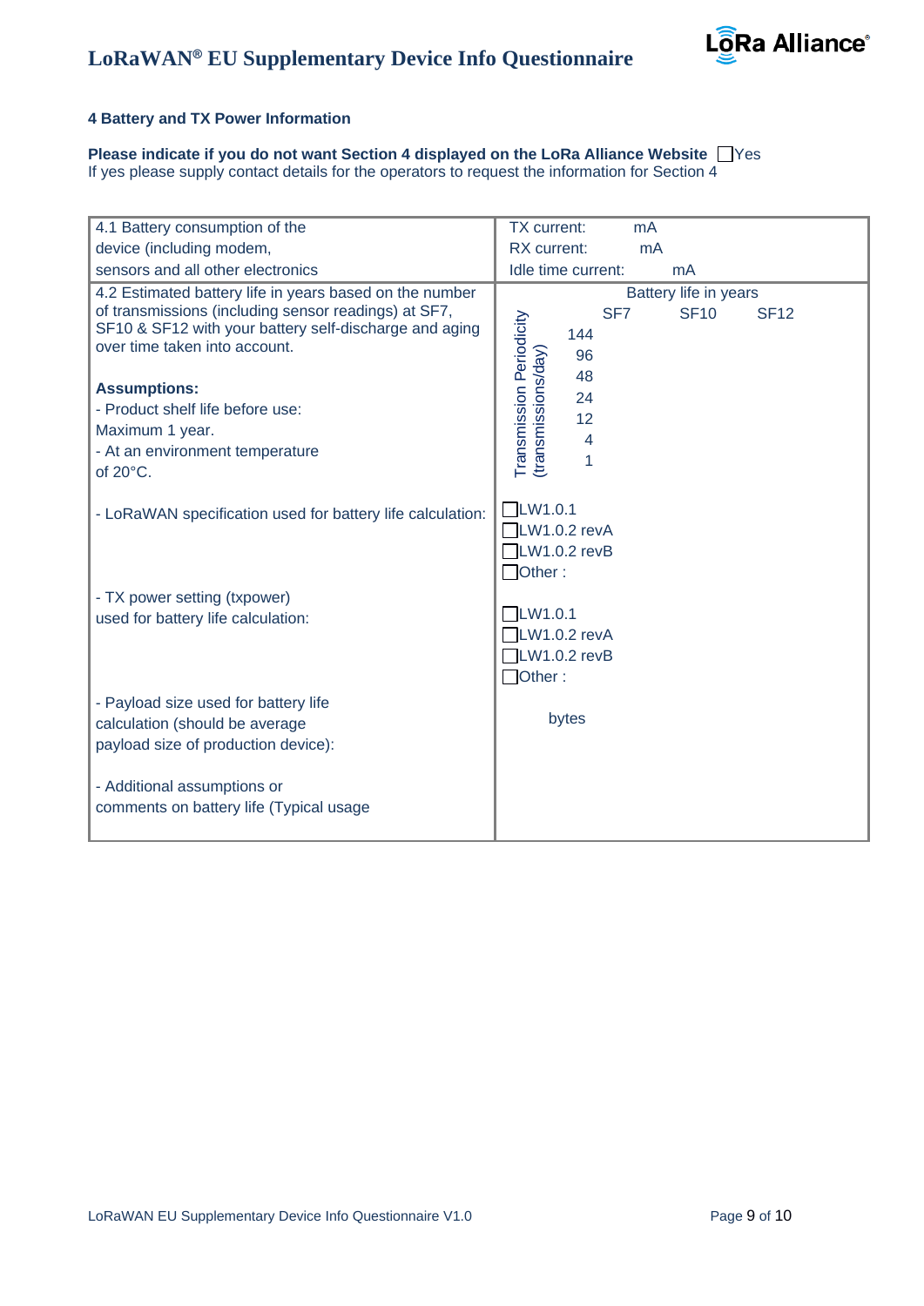## 4 Battery and TX Power Information

**Please indicate if you do not want Section 4 displayed on the LoRa Alliance Website** ☐Yes
If yes please supply contact details for the operators to request the information for Section 4

| | |
|---|---|
| 4.1 Battery consumption of the device (including modem, sensors and all other electronics | TX current: mA<br>RX current: mA<br>Idle time current: mA |
| 4.2 Estimated battery life in years based on the number of transmissions (including sensor readings) at SF7, SF10 & SF12 with your battery self-discharge and aging over time taken into account.<br><br>**Assumptions:**<br>- Product shelf life before use: Maximum 1 year.<br>- At an environment temperature of 20°C. | Battery life in years<br><br>Transmission Periodicity (transmissions/day) \| SF7 \| SF10 \| SF12<br>144<br>96<br>48<br>24<br>12<br>4<br>1 |
| - LoRaWAN specification used for battery life calculation: | ☐LW1.0.1<br>☐LW1.0.2 revA<br>☐LW1.0.2 revB<br>☐Other : |
| - TX power setting (txpower) used for battery life calculation: | ☐LW1.0.1<br>☐LW1.0.2 revA<br>☐LW1.0.2 revB<br>☐Other : |
| - Payload size used for battery life calculation (should be average payload size of production device): | bytes |
| - Additional assumptions or comments on battery life (Typical usage | |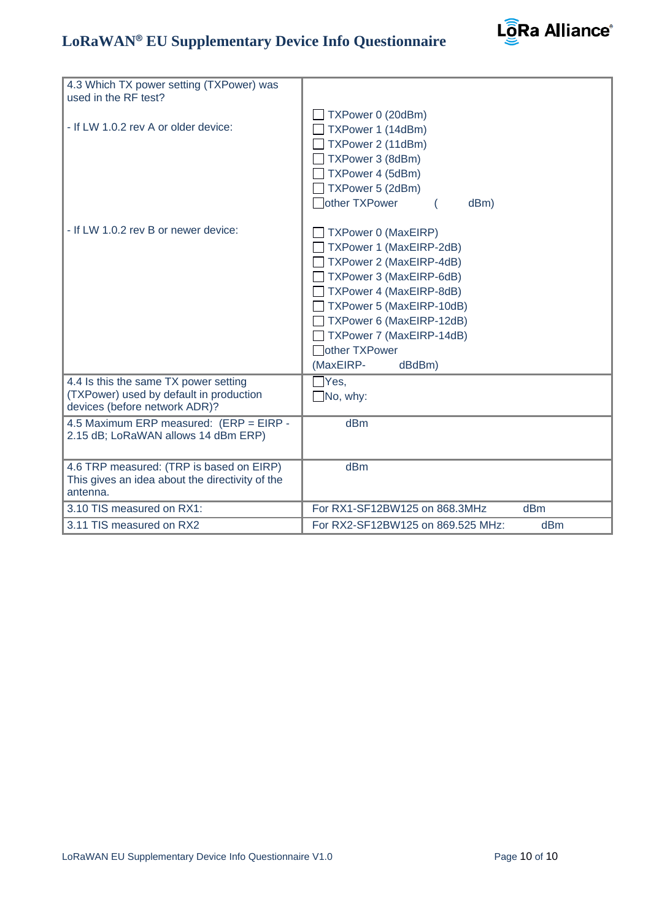| | |
|---|---|
| 4.3 Which TX power setting (TXPower) was used in the RF test?<br><br>- If LW 1.0.2 rev A or older device: | ☐ TXPower 0 (20dBm)<br>☐ TXPower 1 (14dBm)<br>☐ TXPower 2 (11dBm)<br>☐ TXPower 3 (8dBm)<br>☐ TXPower 4 (5dBm)<br>☐ TXPower 5 (2dBm)<br>☐other TXPower ( dBm) |
| - If LW 1.0.2 rev B or newer device: | ☐ TXPower 0 (MaxEIRP)<br>☐ TXPower 1 (MaxEIRP-2dB)<br>☐ TXPower 2 (MaxEIRP-4dB)<br>☐ TXPower 3 (MaxEIRP-6dB)<br>☐ TXPower 4 (MaxEIRP-8dB)<br>☐ TXPower 5 (MaxEIRP-10dB)<br>☐ TXPower 6 (MaxEIRP-12dB)<br>☐ TXPower 7 (MaxEIRP-14dB)<br>☐other TXPower<br>(MaxEIRP- dBdBm) |
| 4.4 Is this the same TX power setting (TXPower) used by default in production devices (before network ADR)? | ☐Yes,<br>☐No, why: |
| 4.5 Maximum ERP measured: (ERP = EIRP - 2.15 dB; LoRaWAN allows 14 dBm ERP) | dBm |
| 4.6 TRP measured: (TRP is based on EIRP) This gives an idea about the directivity of the antenna. | dBm |
| 3.10 TIS measured on RX1: | For RX1-SF12BW125 on 868.3MHz dBm |
| 3.11 TIS measured on RX2 | For RX2-SF12BW125 on 869.525 MHz: dBm |